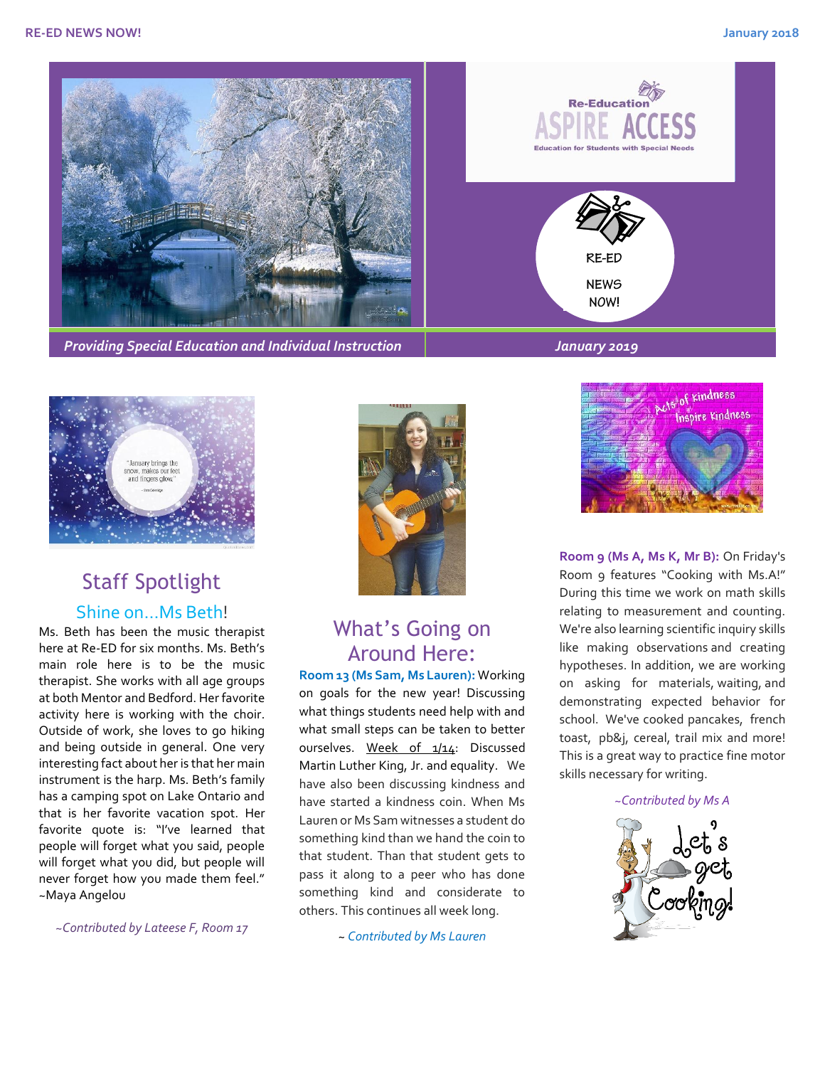Re-Education ASPIRE ACCESS

Education for Students with Special Needs

RE-ED NEWS NOW!

*Providing Special Education and Individual Instruction*

*January 2019*

## Staff Spotlight

### Shine on…Ms Beth!

Ms. Beth has been the music therapist here at Re-ED for six months. Ms. Beth's main role here is to be the music therapist. She works with all age groups at both Mentor and Bedford. Her favorite activity here is working with the choir. Outside of work, she loves to go hiking and being outside in general. One very interesting fact about her is that her main instrument is the harp. Ms. Beth's family has a camping spot on Lake Ontario and that is her favorite vacation spot. Her favorite quote is: "I've learned that people will forget what you said, people will forget what you did, but people will never forget how you made them feel." ~Maya Angelou

*~Contributed by Lateese F, Room 17*

## What's Going on Around Here:

**Room 13 (Ms Sam, Ms Lauren):** Working on goals for the new year! Discussing what things students need help with and what small steps can be taken to better ourselves. Week of 1/14: Discussed Martin Luther King, Jr. and equality. We have also been discussing kindness and have started a kindness coin. When Ms Lauren or Ms Sam witnesses a student do something kind than we hand the coin to that student. Than that student gets to pass it along to a peer who has done something kind and considerate to others. This continues all week long.

~ *Contributed by Ms Lauren*

**Room 9 (Ms A, Ms K, Mr B):** On Friday's Room 9 features "Cooking with Ms.A!" During this time we work on math skills relating to measurement and counting. We're also learning scientific inquiry skills like making observations and creating hypotheses. In addition, we are working on asking for materials, waiting, and demonstrating expected behavior for school. We've cooked pancakes, french toast, pb&j, cereal, trail mix and more! This is a great way to practice fine motor skills necessary for writing.

*~Contributed by Ms A*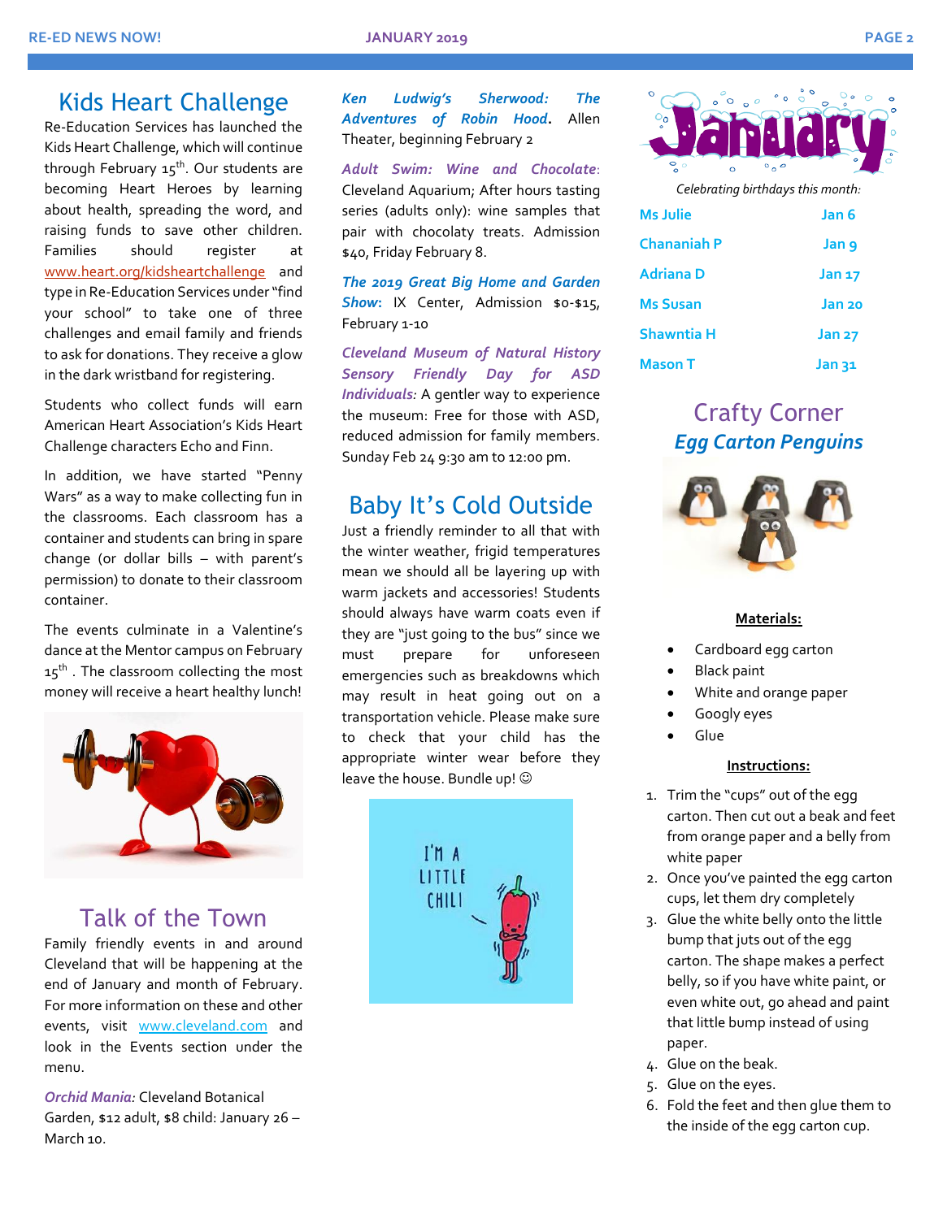## Kids Heart Challenge

Re-Education Services has launched the Kids Heart Challenge, which will continue through February 15th. Our students are becoming Heart Heroes by learning about health, spreading the word, and raising funds to save other children. Families should register at www.heart.org/kidsheartchallenge and type in Re-Education Services under "find your school" to take one of three challenges and email family and friends to ask for donations. They receive a glow in the dark wristband for registering.

Students who collect funds will earn American Heart Association's Kids Heart Challenge characters Echo and Finn.

In addition, we have started "Penny Wars" as a way to make collecting fun in the classrooms. Each classroom has a container and students can bring in spare change (or dollar bills – with parent's permission) to donate to their classroom container.

The events culminate in a Valentine's dance at the Mentor campus on February 15th . The classroom collecting the most money will receive a heart healthy lunch!

## Talk of the Town

Family friendly events in and around Cleveland that will be happening at the end of January and month of February. For more information on these and other events, visit www.cleveland.com and look in the Events section under the menu.

***Orchid Mania:*** Cleveland Botanical Garden, $12 adult, $8 child: January 26 – March 10.

***Ken Ludwig's Sherwood: The Adventures of Robin Hood.*** Allen Theater, beginning February 2

***Adult Swim: Wine and Chocolate:*** Cleveland Aquarium; After hours tasting series (adults only): wine samples that pair with chocolaty treats. Admission $40, Friday February 8.

***The 2019 Great Big Home and Garden Show:*** IX Center, Admission $0-$15, February 1-10

***Cleveland Museum of Natural History Sensory Friendly Day for ASD Individuals:*** A gentler way to experience the museum: Free for those with ASD, reduced admission for family members. Sunday Feb 24 9:30 am to 12:00 pm.

## Baby It's Cold Outside

Just a friendly reminder to all that with the winter weather, frigid temperatures mean we should all be layering up with warm jackets and accessories! Students should always have warm coats even if they are "just going to the bus" since we must prepare for unforeseen emergencies such as breakdowns which may result in heat going out on a transportation vehicle. Please make sure to check that your child has the appropriate winter wear before they leave the house. Bundle up! ☺

I'M A LITTLE CHILI

## January

*Celebrating birthdays this month:*

| | |
|---|---|
| Ms Julie | Jan 6 |
| Chananiah P | Jan 9 |
| Adriana D | Jan 17 |
| Ms Susan | Jan 20 |
| Shawntia H | Jan 27 |
| Mason T | Jan 31 |

## Crafty Corner

### *Egg Carton Penguins*

**Materials:**

- Cardboard egg carton
- Black paint
- White and orange paper
- Googly eyes
- Glue

**Instructions:**

1. Trim the "cups" out of the egg carton. Then cut out a beak and feet from orange paper and a belly from white paper
2. Once you've painted the egg carton cups, let them dry completely
3. Glue the white belly onto the little bump that juts out of the egg carton. The shape makes a perfect belly, so if you have white paint, or even white out, go ahead and paint that little bump instead of using paper.
4. Glue on the beak.
5. Glue on the eyes.
6. Fold the feet and then glue them to the inside of the egg carton cup.